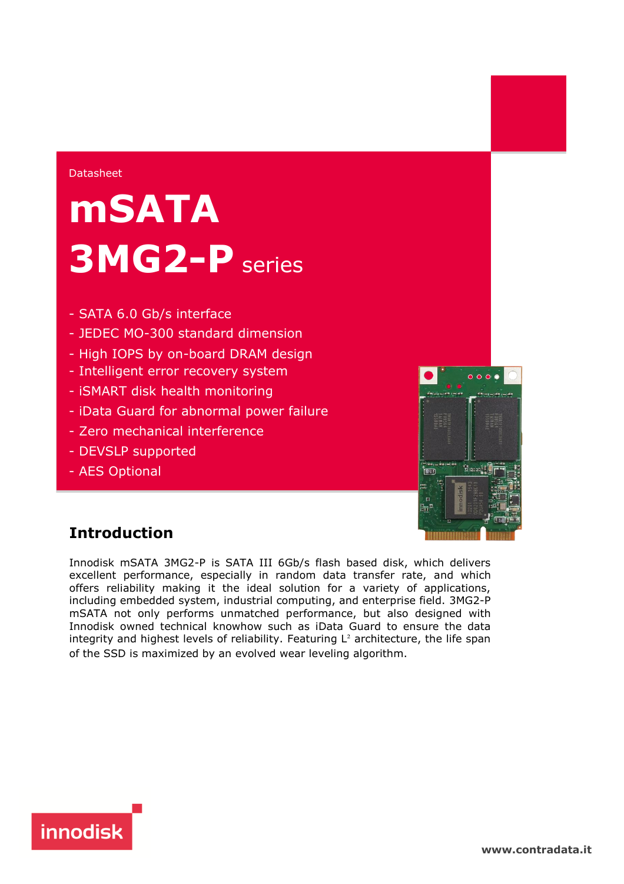Datasheet

# mSATA 3MG2-P series

- SATA 6.0 Gb/s interface
- JEDEC MO-300 standard dimension
- High IOPS by on-board DRAM design
- Intelligent error recovery system
- iSMART disk health monitoring
- iData Guard for abnormal power failure
- Zero mechanical interference
- DEVSLP supported
- AES Optional

## Introduction

Innodisk mSATA 3MG2-P is SATA III 6Gb/s flash based disk, which delivers excellent performance, especially in random data transfer rate, and which offers reliability making it the ideal solution for a variety of applications, including embedded system, industrial computing, and enterprise field. 3MG2-P mSATA not only performs unmatched performance, but also designed with Innodisk owned technical knowhow such as iData Guard to ensure the data integrity and highest levels of reliability. Featuring L² architecture, the life span of the SSD is maximized by an evolved wear leveling algorithm.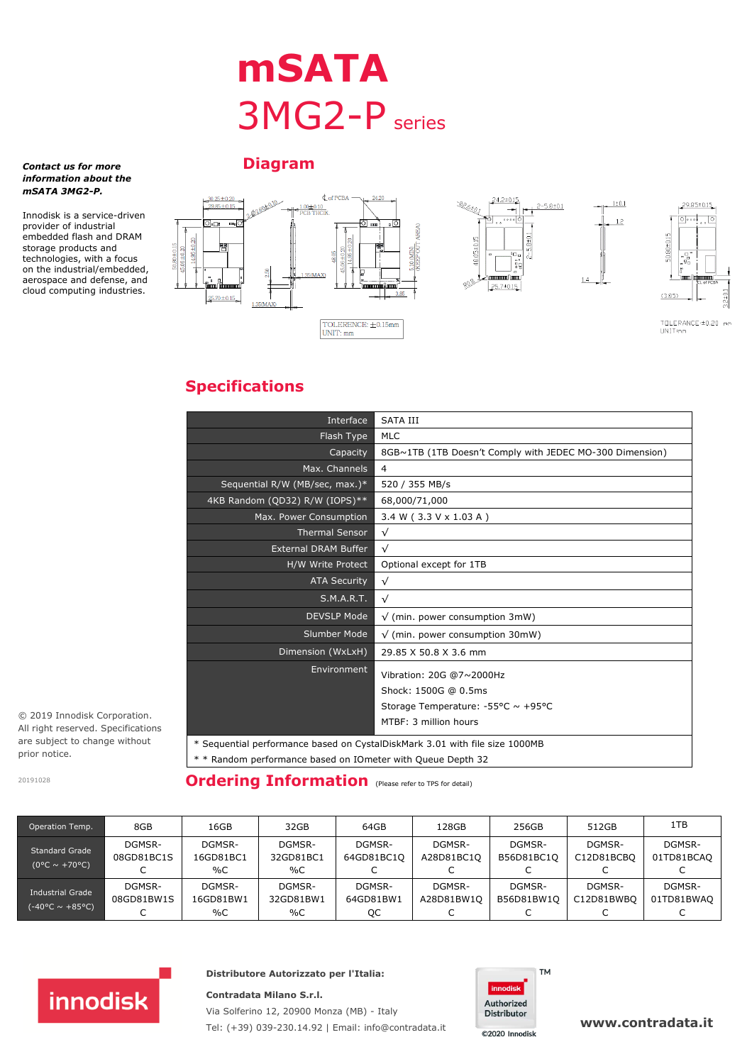# mSATA 3MG2-P series

***Contact us for more information about the mSATA 3MG2-P.***

Innodisk is a service-driven provider of industrial embedded flash and DRAM storage products and technologies, with a focus on the industrial/embedded, aerospace and defense, and cloud computing industries.

## Diagram

TOLERENCE: ±0.15mm
UNIT: mm

TOLERANCE ±0.20 mm
UNIT:mm

## Specifications

| | |
|---|---|
| Interface | SATA III |
| Flash Type | MLC |
| Capacity | 8GB~1TB (1TB Doesn't Comply with JEDEC MO-300 Dimension) |
| Max. Channels | 4 |
| Sequential R/W (MB/sec, max.)* | 520 / 355 MB/s |
| 4KB Random (QD32) R/W (IOPS)** | 68,000/71,000 |
| Max. Power Consumption | 3.4 W ( 3.3 V x 1.03 A ) |
| Thermal Sensor | √ |
| External DRAM Buffer | √ |
| H/W Write Protect | Optional except for 1TB |
| ATA Security | √ |
| S.M.A.R.T. | √ |
| DEVSLP Mode | √ (min. power consumption 3mW) |
| Slumber Mode | √ (min. power consumption 30mW) |
| Dimension (WxLxH) | 29.85 X 50.8 X 3.6 mm |
| Environment | Vibration: 20G @7~2000Hz<br>Shock: 1500G @ 0.5ms<br>Storage Temperature: -55°C ~ +95°C<br>MTBF: 3 million hours |

\* Sequential performance based on CystalDiskMark 3.01 with file size 1000MB
\* \* Random performance based on IOmeter with Queue Depth 32

© 2019 Innodisk Corporation. All right reserved. Specifications are subject to change without prior notice.

20191028

## Ordering Information (Please refer to TPS for detail)

| Operation Temp. | 8GB | 16GB | 32GB | 64GB | 128GB | 256GB | 512GB | 1TB |
|---|---|---|---|---|---|---|---|---|
| Standard Grade (0°C ~ +70°C) | DGMSR-08GD81BC1SC | DGMSR-16GD81BC1%C | DGMSR-32GD81BC1%C | DGMSR-64GD81BC1QC | DGMSR-A28D81BC1QC | DGMSR-B56D81BC1QC | DGMSR-C12D81BCBQC | DGMSR-01TD81BCAQC |
| Industrial Grade (-40°C ~ +85°C) | DGMSR-08GD81BW1SC | DGMSR-16GD81BW1%C | DGMSR-32GD81BW1%C | DGMSR-64GD81BW1QC | DGMSR-A28D81BW1QC | DGMSR-B56D81BW1QC | DGMSR-C12D81BWBQC | DGMSR-01TD81BWAQC |

innodisk

**Distributore Autorizzato per l'Italia:**

**Contradata Milano S.r.l.**

Via Solferino 12, 20900 Monza (MB) - Italy

Tel: (+39) 039-230.14.92 | Email: info@contradata.it

innodisk Authorized Distributor ™ ©2020 Innodisk

**www.contradata.it**